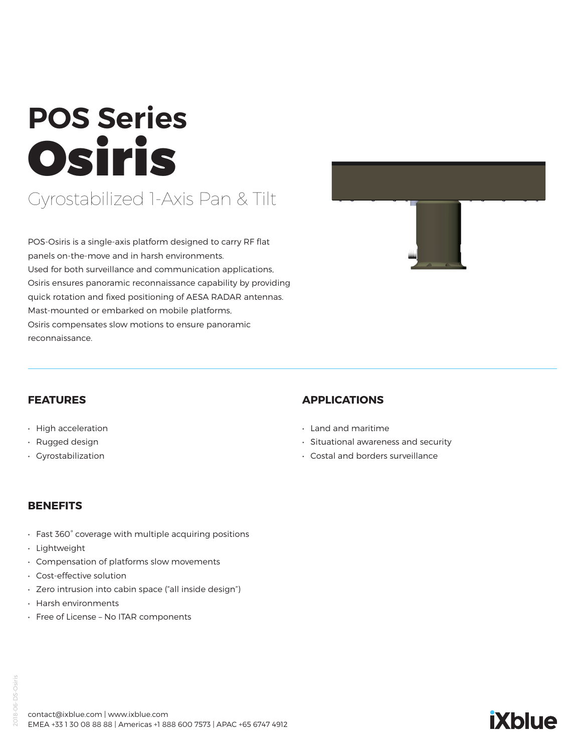# POS Series

# Osiris

## Gyrostabilized 1-Axis Pan & Tilt

POS-Osiris is a single-axis platform designed to carry RF flat panels on-the-move and in harsh environments.
Used for both surveillance and communication applications, Osiris ensures panoramic reconnaissance capability by providing quick rotation and fixed positioning of AESA RADAR antennas.
Mast-mounted or embarked on mobile platforms, Osiris compensates slow motions to ensure panoramic reconnaissance.

---

### FEATURES

- High acceleration
- Rugged design
- Gyrostabilization

### APPLICATIONS

- Land and maritime
- Situational awareness and security
- Costal and borders surveillance

### BENEFITS

- Fast 360° coverage with multiple acquiring positions
- Lightweight
- Compensation of platforms slow movements
- Cost-effective solution
- Zero intrusion into cabin space ("all inside design")
- Harsh environments
- Free of License – No ITAR components

contact@ixblue.com | www.ixblue.com
EMEA +33 1 30 08 88 88 | Americas +1 888 600 7573 | APAC +65 6747 4912

iXblue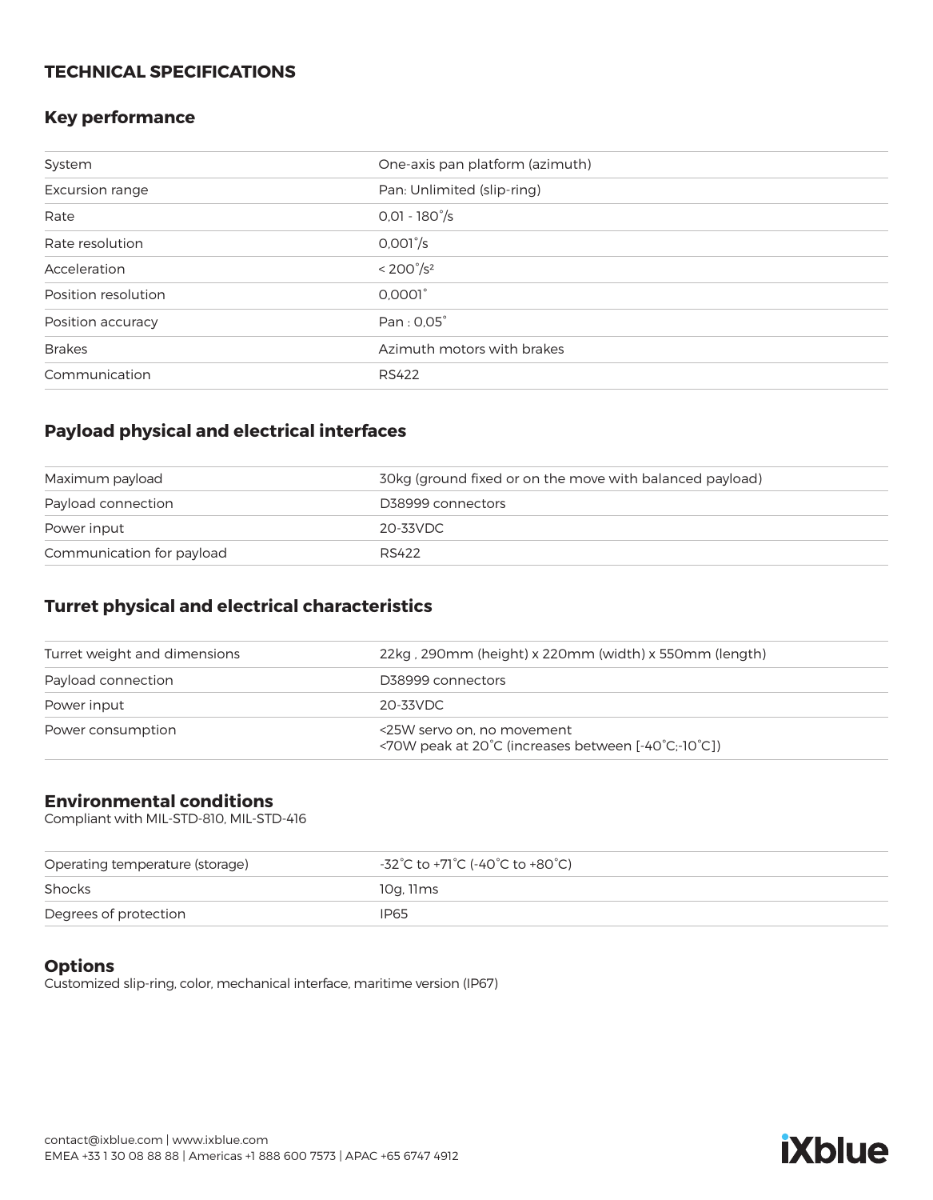# TECHNICAL SPECIFICATIONS

## Key performance

| | |
|---|---|
| System | One-axis pan platform (azimuth) |
| Excursion range | Pan: Unlimited (slip-ring) |
| Rate | 0,01 - 180˚/s |
| Rate resolution | 0,001˚/s |
| Acceleration | < 200˚/s² |
| Position resolution | 0,0001˚ |
| Position accuracy | Pan : 0,05˚ |
| Brakes | Azimuth motors with brakes |
| Communication | RS422 |

## Payload physical and electrical interfaces

| | |
|---|---|
| Maximum payload | 30kg (ground fixed or on the move with balanced payload) |
| Payload connection | D38999 connectors |
| Power input | 20-33VDC |
| Communication for payload | RS422 |

## Turret physical and electrical characteristics

| | |
|---|---|
| Turret weight and dimensions | 22kg , 290mm (height) x 220mm (width) x 550mm (length) |
| Payload connection | D38999 connectors |
| Power input | 20-33VDC |
| Power consumption | <25W servo on, no movement<br><70W peak at 20˚C (increases between [-40˚C;-10˚C]) |

## Environmental conditions

Compliant with MIL-STD-810, MIL-STD-416

| | |
|---|---|
| Operating temperature (storage) | -32˚C to +71˚C (-40˚C to +80˚C) |
| Shocks | 10g, 11ms |
| Degrees of protection | IP65 |

## Options

Customized slip-ring, color, mechanical interface, maritime version (IP67)

contact@ixblue.com | www.ixblue.com
EMEA +33 1 30 08 88 88 | Americas +1 888 600 7573 | APAC +65 6747 4912